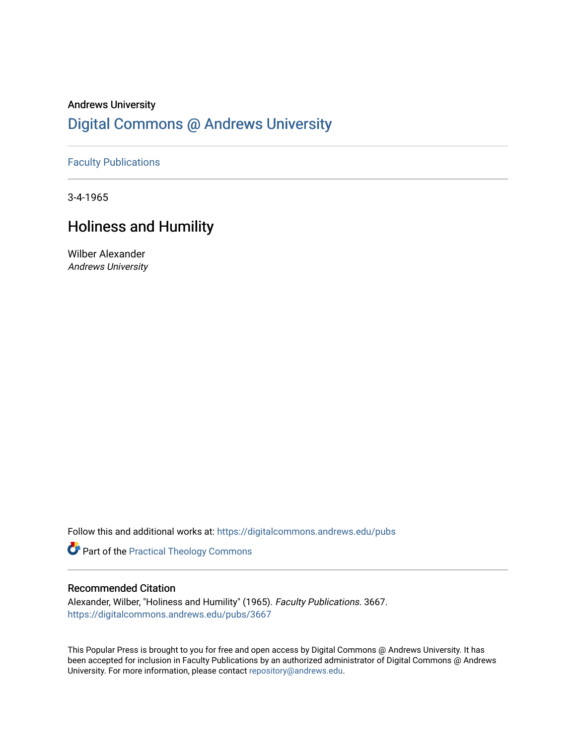Andrews University

# Digital Commons @ Andrews University

Faculty Publications

3-4-1965

## Holiness and Humility

Wilber Alexander
*Andrews University*

Follow this and additional works at: https://digitalcommons.andrews.edu/pubs

Part of the Practical Theology Commons

### Recommended Citation

Alexander, Wilber, "Holiness and Humility" (1965). *Faculty Publications*. 3667.
https://digitalcommons.andrews.edu/pubs/3667

This Popular Press is brought to you for free and open access by Digital Commons @ Andrews University. It has been accepted for inclusion in Faculty Publications by an authorized administrator of Digital Commons @ Andrews University. For more information, please contact repository@andrews.edu.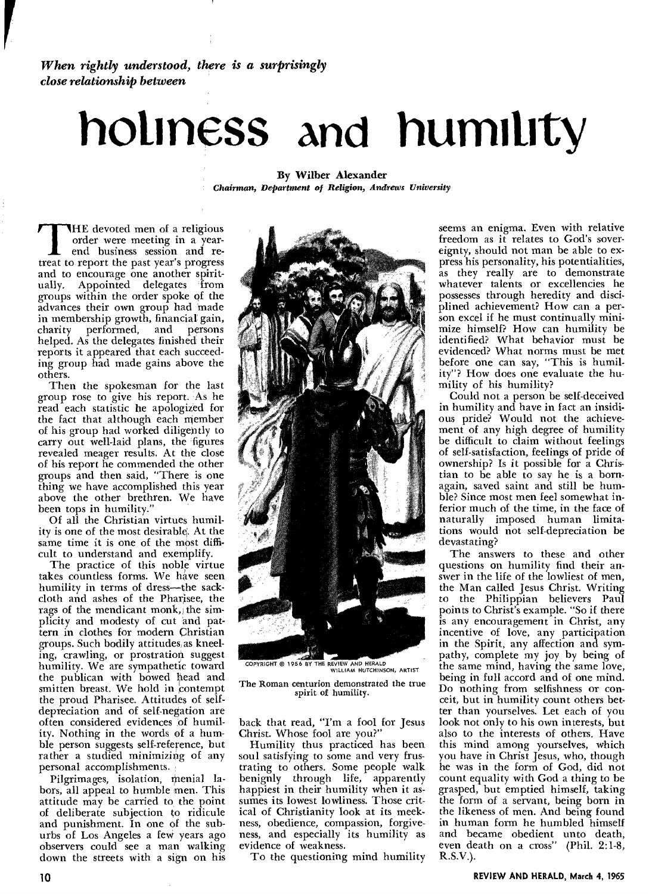*When rightly understood, there is a surprisingly close relationship between*

# holiness and humility

By Wilber Alexander

*Chairman, Department of Religion, Andrews University*

THE devoted men of a religious order were meeting in a year-end business session and retreat to report the past year's progress and to encourage one another spiritually. Appointed delegates from groups within the order spoke of the advances their own group had made in membership growth, financial gain, charity performed, and persons helped. As the delegates finished their reports it appeared that each succeeding group had made gains above the others.

Then the spokesman for the last group rose to give his report. As he read each statistic he apologized for the fact that although each member of his group had worked diligently to carry out well-laid plans, the figures revealed meager results. At the close of his report he commended the other groups and then said, "There is one thing we have accomplished this year above the other brethren. We have been tops in humility."

Of all the Christian virtues humility is one of the most desirable. At the same time it is one of the most difficult to understand and exemplify.

The practice of this noble virtue takes countless forms. We have seen humility in terms of dress—the sackcloth and ashes of the Pharisee, the rags of the mendicant monk, the simplicity and modesty of cut and pattern in clothes for modern Christian groups. Such bodily attitudes as kneeling, crawling, or prostration suggest humility. We are sympathetic toward the publican with bowed head and smitten breast. We hold in contempt the proud Pharisee. Attitudes of self-depreciation and of self-negation are often considered evidences of humility. Nothing in the words of a humble person suggests self-reference, but rather a studied minimizing of any personal accomplishments.

Pilgrimages, isolation, menial labors, all appeal to humble men. This attitude may be carried to the point of deliberate subjection to ridicule and punishment. In one of the suburbs of Los Angeles a few years ago observers could see a man walking down the streets with a sign on his back that read, "I'm a fool for Jesus Christ. Whose fool are you?"

COPYRIGHT © 1956 BY THE REVIEW AND HERALD WILLIAM HUTCHINSON, ARTIST

The Roman centurion demonstrated the true spirit of humility.

Humility thus practiced has been soul satisfying to some and very frustrating to others. Some people walk benignly through life, apparently happiest in their humility when it assumes its lowest lowliness. Those critical of Christianity look at its meekness, obedience, compassion, forgiveness, and especially its humility as evidence of weakness.

To the questioning mind humility seems an enigma. Even with relative freedom as it relates to God's sovereignty, should not man be able to express his personality, his potentialities, as they really are to demonstrate whatever talents or excellencies he possesses through heredity and disciplined achievement? How can a person excel if he must continually minimize himself? How can humility be identified? What behavior must be evidenced? What norms must be met before one can say, "This is humility"? How does one evaluate the humility of his humility?

Could not a person be self-deceived in humility and have in fact an insidious pride? Would not the achievement of any high degree of humility be difficult to claim without feelings of self-satisfaction, feelings of pride of ownership? Is it possible for a Christian to be able to say he is a born-again, saved saint and still be humble? Since most men feel somewhat inferior much of the time, in the face of naturally imposed human limitations would not self-depreciation be devastating?

The answers to these and other questions on humility find their answer in the life of the lowliest of men, the Man called Jesus Christ. Writing to the Philippian believers Paul points to Christ's example. "So if there is any encouragement in Christ, any incentive of love, any participation in the Spirit, any affection and sympathy, complete my joy by being of the same mind, having the same love, being in full accord and of one mind. Do nothing from selfishness or conceit, but in humility count others better than yourselves. Let each of you look not only to his own interests, but also to the interests of others. Have this mind among yourselves, which you have in Christ Jesus, who, though he was in the form of God, did not count equality with God a thing to be grasped, but emptied himself, taking the form of a servant, being born in the likeness of men. And being found in human form he humbled himself and became obedient unto death, even death on a cross" (Phil. 2:1-8, R.S.V.).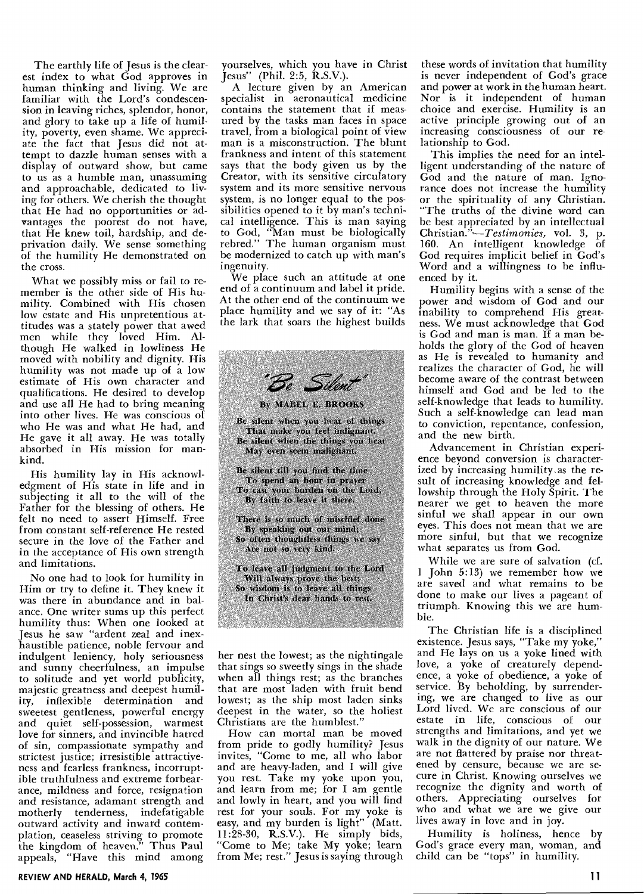The earthly life of Jesus is the clearest index to what God approves in human thinking and living. We are familiar with the Lord's condescension in leaving riches, splendor, honor, and glory to take up a life of humility, poverty, even shame. We appreciate the fact that Jesus did not attempt to dazzle human senses with a display of outward show, but came to us as a humble man, unassuming and approachable, dedicated to living for others. We cherish the thought that He had no opportunities or advantages the poorest do not have, that He knew toil, hardship, and deprivation daily. We sense something of the humility He demonstrated on the cross.

What we possibly miss or fail to remember is the other side of His humility. Combined with His chosen low estate and His unpretentious attitudes was a stately power that awed men while they loved Him. Although He walked in lowliness He moved with nobility and dignity. His humility was not made up of a low estimate of His own character and qualifications. He desired to develop and use all He had to bring meaning into other lives. He was conscious of who He was and what He had, and He gave it all away. He was totally absorbed in His mission for mankind.

His humility lay in His acknowledgment of His state in life and in subjecting it all to the will of the Father for the blessing of others. He felt no need to assert Himself. Free from constant self-reference He rested secure in the love of the Father and in the acceptance of His own strength and limitations.

No one had to look for humility in Him or try to define it. They knew it was there in abundance and in balance. One writer sums up this perfect humility thus: When one looked at Jesus he saw "ardent zeal and inexhaustible patience, noble fervour and indulgent leniency, holy seriousness and sunny cheerfulness, an impulse to solitude and yet world publicity, majestic greatness and deepest humility, inflexible determination and sweetest gentleness, powerful energy and quiet self-possession, warmest love for sinners, and invincible hatred of sin, compassionate sympathy and strictest justice; irresistible attractiveness and fearless frankness, incorruptible truthfulness and extreme forbearance, mildness and force, resignation and resistance, adamant strength and motherly tenderness, indefatigable outward activity and inward contemplation, ceaseless striving to promote the kingdom of heaven." Thus Paul appeals, "Have this mind among yourselves, which you have in Christ Jesus" (Phil. 2:5, R.S.V.).

A lecture given by an American specialist in aeronautical medicine contains the statement that if measured by the tasks man faces in space travel, from a biological point of view man is a misconstruction. The blunt frankness and intent of this statement says that the body given us by the Creator, with its sensitive circulatory system and its more sensitive nervous system, is no longer equal to the possibilities opened to it by man's technical intelligence. This is man saying to God, "Man must be biologically rebred." The human organism must be modernized to catch up with man's ingenuity.

We place such an attitude at one end of a continuum and label it pride. At the other end of the continuum we place humility and we say of it: "As the lark that soars the highest builds her nest the lowest; as the nightingale that sings so sweetly sings in the shade when all things rest; as the branches that are most laden with fruit bend lowest; as the ship most laden sinks deepest in the water, so the holiest Christians are the humblest."

> ## "Be Silent"
>
> **By MABEL E. BROOKS**
>
> Be silent when you hear of things
> That make you feel indignant.
> Be silent when the things you hear
> May even seem malignant.
>
> Be silent till you find the time
> To spend an hour in prayer
> To cast your burden on the Lord,
> By faith to leave it there.
>
> There is so much of mischief done
> By speaking out our mind;
> So often thoughtless things we say
> Are not so very kind.
>
> To leave all judgment to the Lord
> Will always prove the best;
> So wisdom is to leave all things
> In Christ's dear hands to rest.

How can mortal man be moved from pride to godly humility? Jesus invites, "Come to me, all who labor and are heavy-laden, and I will give you rest. Take my yoke upon you, and learn from me; for I am gentle and lowly in heart, and you will find rest for your souls. For my yoke is easy, and my burden is light" (Matt. 11:28-30, R.S.V.). He simply bids, "Come to Me; take My yoke; learn from Me; rest." Jesus is saying through these words of invitation that humility is never independent of God's grace and power at work in the human heart. Nor is it independent of human choice and exercise. Humility is an active principle growing out of an increasing consciousness of our relationship to God.

This implies the need for an intelligent understanding of the nature of God and the nature of man. Ignorance does not increase the humility or the spirituality of any Christian. "The truths of the divine word can be best appreciated by an intellectual Christian."—*Testimonies*, vol. 3, p. 160. An intelligent knowledge of God requires implicit belief in God's Word and a willingness to be influenced by it.

Humility begins with a sense of the power and wisdom of God and our inability to comprehend His greatness. We must acknowledge that God is God and man is man. If a man beholds the glory of the God of heaven as He is revealed to humanity and realizes the character of God, he will become aware of the contrast between himself and God and be led to the self-knowledge that leads to humility. Such a self-knowledge can lead man to conviction, repentance, confession, and the new birth.

Advancement in Christian experience beyond conversion is characterized by increasing humility as the result of increasing knowledge and fellowship through the Holy Spirit. The nearer we get to heaven the more sinful we shall appear in our own eyes. This does not mean that we are more sinful, but that we recognize what separates us from God.

While we are sure of salvation (cf. 1 John 5:13) we remember how we are saved and what remains to be done to make our lives a pageant of triumph. Knowing this we are humble.

The Christian life is a disciplined existence. Jesus says, "Take my yoke," and He lays on us a yoke lined with love, a yoke of creaturely dependence, a yoke of obedience, a yoke of service. By beholding, by surrendering, we are changed to live as our Lord lived. We are conscious of our estate in life, conscious of our strengths and limitations, and yet we walk in the dignity of our nature. We are not flattered by praise nor threatened by censure, because we are secure in Christ. Knowing ourselves we recognize the dignity and worth of others. Appreciating ourselves for who and what we are we give our lives away in love and in joy.

Humility is holiness, hence by God's grace every man, woman, and child can be "tops" in humility.